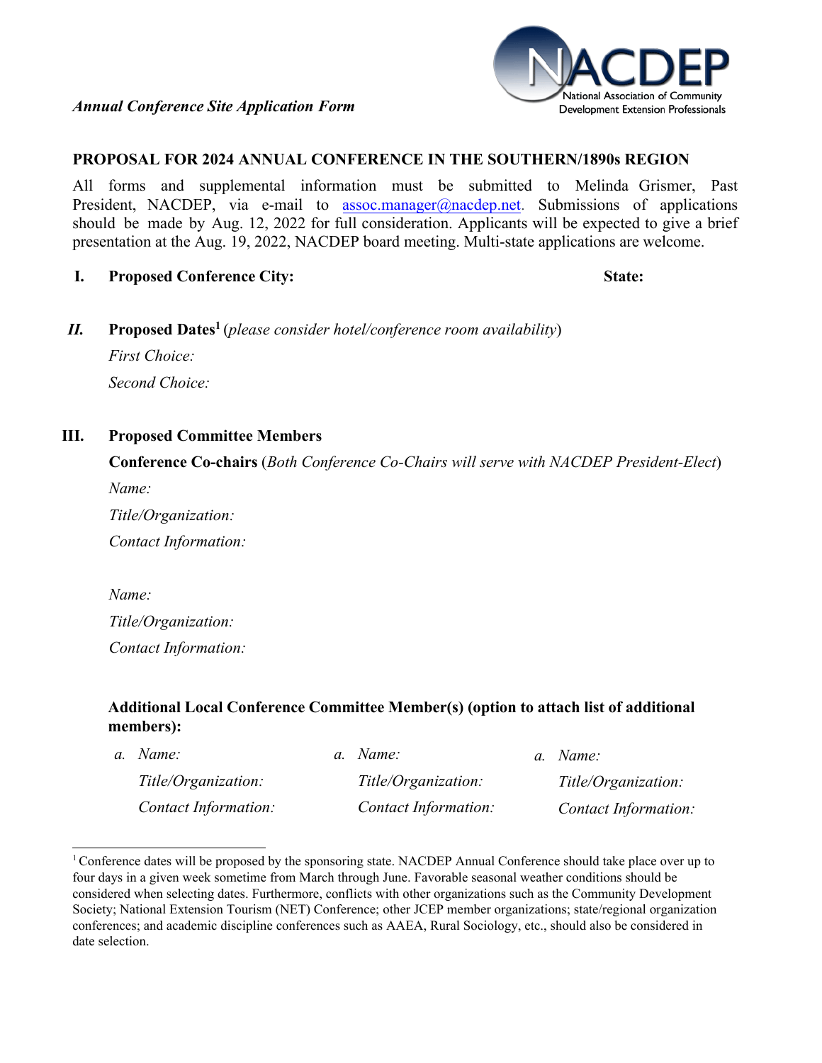*Annual Conference Site Application Form*

NACDEP
National Association of Community Development Extension Professionals

## PROPOSAL FOR 2024 ANNUAL CONFERENCE IN THE SOUTHERN/1890s REGION

All forms and supplemental information must be submitted to Melinda Grismer, Past President, NACDEP, via e-mail to assoc.manager@nacdep.net. Submissions of applications should be made by Aug. 12, 2022 for full consideration. Applicants will be expected to give a brief presentation at the Aug. 19, 2022, NACDEP board meeting. Multi-state applications are welcome.

**I. Proposed Conference City:** **State:**

***II.*** **Proposed Dates**[1] (*please consider hotel/conference room availability*)

*First Choice:*

*Second Choice:*

**III. Proposed Committee Members**

**Conference Co-chairs** (*Both Conference Co-Chairs will serve with NACDEP President-Elect*)

*Name:*

*Title/Organization:*

*Contact Information:*

*Name:*

*Title/Organization:*

*Contact Information:*

**Additional Local Conference Committee Member(s) (option to attach list of additional members):**

*a. Name:*
*Title/Organization:*
*Contact Information:*

*a. Name:*
*Title/Organization:*
*Contact Information:*

*a. Name:*
*Title/Organization:*
*Contact Information:*

---

[1] Conference dates will be proposed by the sponsoring state. NACDEP Annual Conference should take place over up to four days in a given week sometime from March through June. Favorable seasonal weather conditions should be considered when selecting dates. Furthermore, conflicts with other organizations such as the Community Development Society; National Extension Tourism (NET) Conference; other JCEP member organizations; state/regional organization conferences; and academic discipline conferences such as AAEA, Rural Sociology, etc., should also be considered in date selection.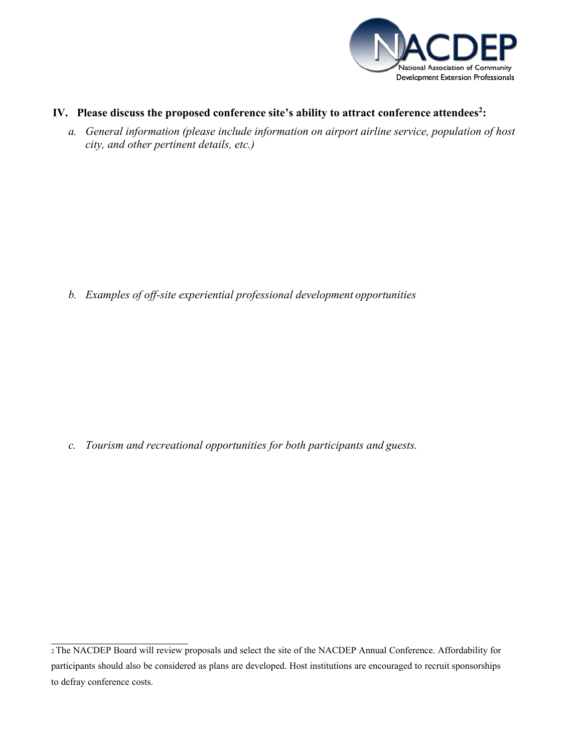## IV. Please discuss the proposed conference site's ability to attract conference attendees[2]:

a. *General information (please include information on airport airline service, population of host city, and other pertinent details, etc.)*

b. *Examples of off-site experiential professional development opportunities*

c. *Tourism and recreational opportunities for both participants and guests.*

---

[2] The NACDEP Board will review proposals and select the site of the NACDEP Annual Conference. Affordability for participants should also be considered as plans are developed. Host institutions are encouraged to recruit sponsorships to defray conference costs.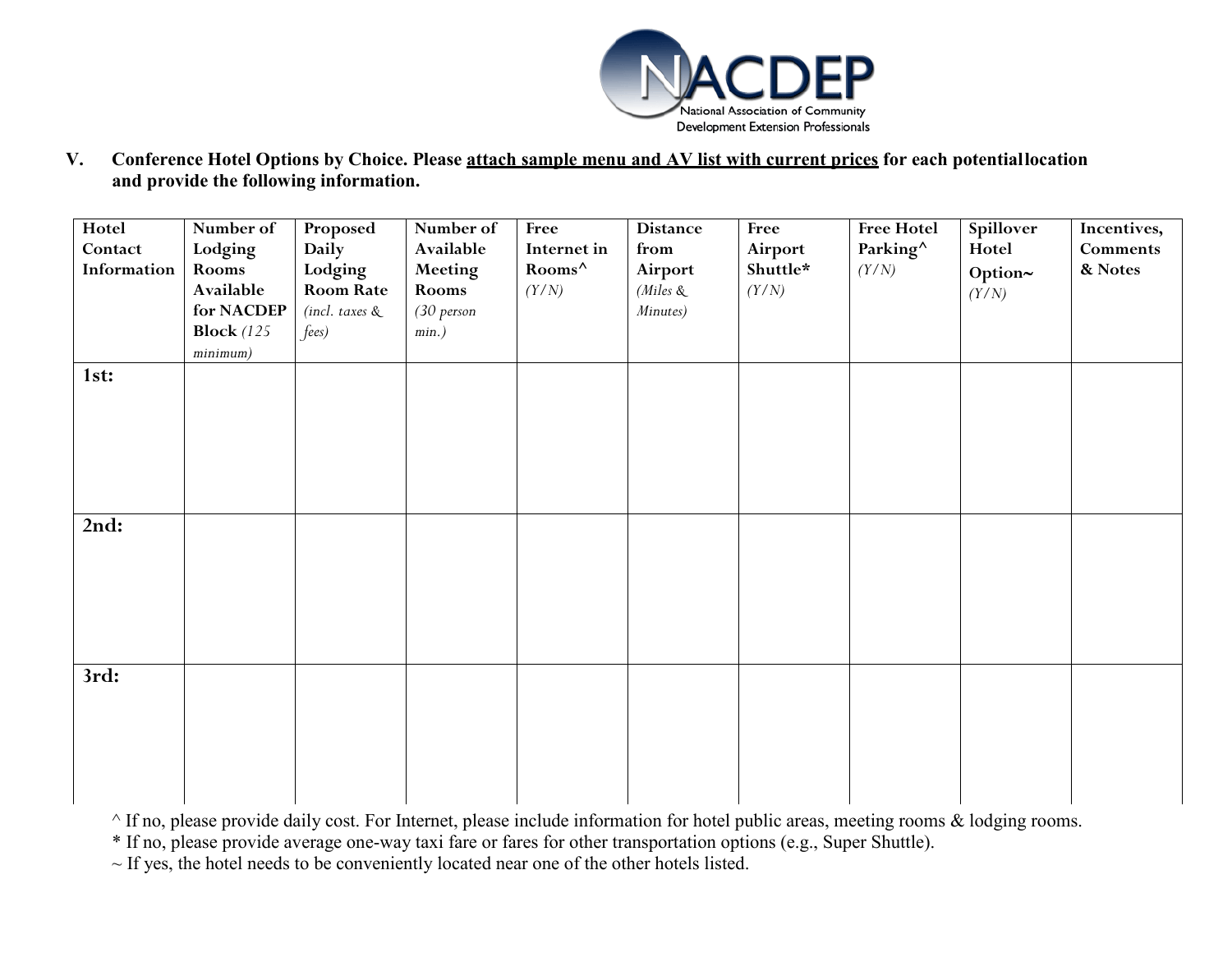NACDEP
National Association of Community Development Extension Professionals

V. **Conference Hotel Options by Choice. Please attach sample menu and AV list with current prices for each potential location and provide the following information.**

| Hotel Contact Information | Number of Lodging Rooms Available for NACDEP Block *(125 minimum)* | Proposed Daily Lodging Room Rate *(incl. taxes & fees)* | Number of Available Meeting Rooms *(30 person min.)* | Free Internet in Rooms^ *(Y/N)* | Distance from Airport *(Miles & Minutes)* | Free Airport Shuttle* *(Y/N)* | Free Hotel Parking^ *(Y/N)* | Spillover Hotel Option~ *(Y/N)* | Incentives, Comments & Notes |
|---|---|---|---|---|---|---|---|---|---|
| **1st:** | | | | | | | | | |
| **2nd:** | | | | | | | | | |
| **3rd:** | | | | | | | | | |

^ If no, please provide daily cost. For Internet, please include information for hotel public areas, meeting rooms & lodging rooms.

* If no, please provide average one-way taxi fare or fares for other transportation options (e.g., Super Shuttle).

~ If yes, the hotel needs to be conveniently located near one of the other hotels listed.